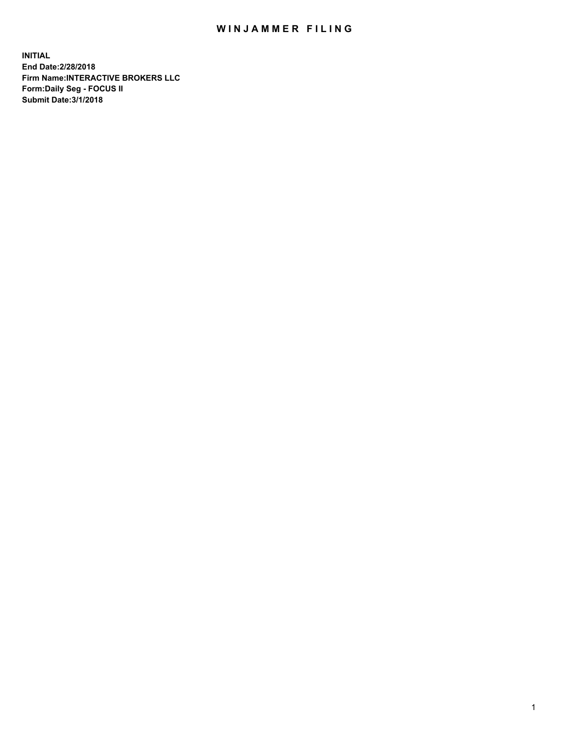# WINJAMMER FILING

**INITIAL**
**End Date:2/28/2018**
**Firm Name:INTERACTIVE BROKERS LLC**
**Form:Daily Seg - FOCUS II**
**Submit Date:3/1/2018**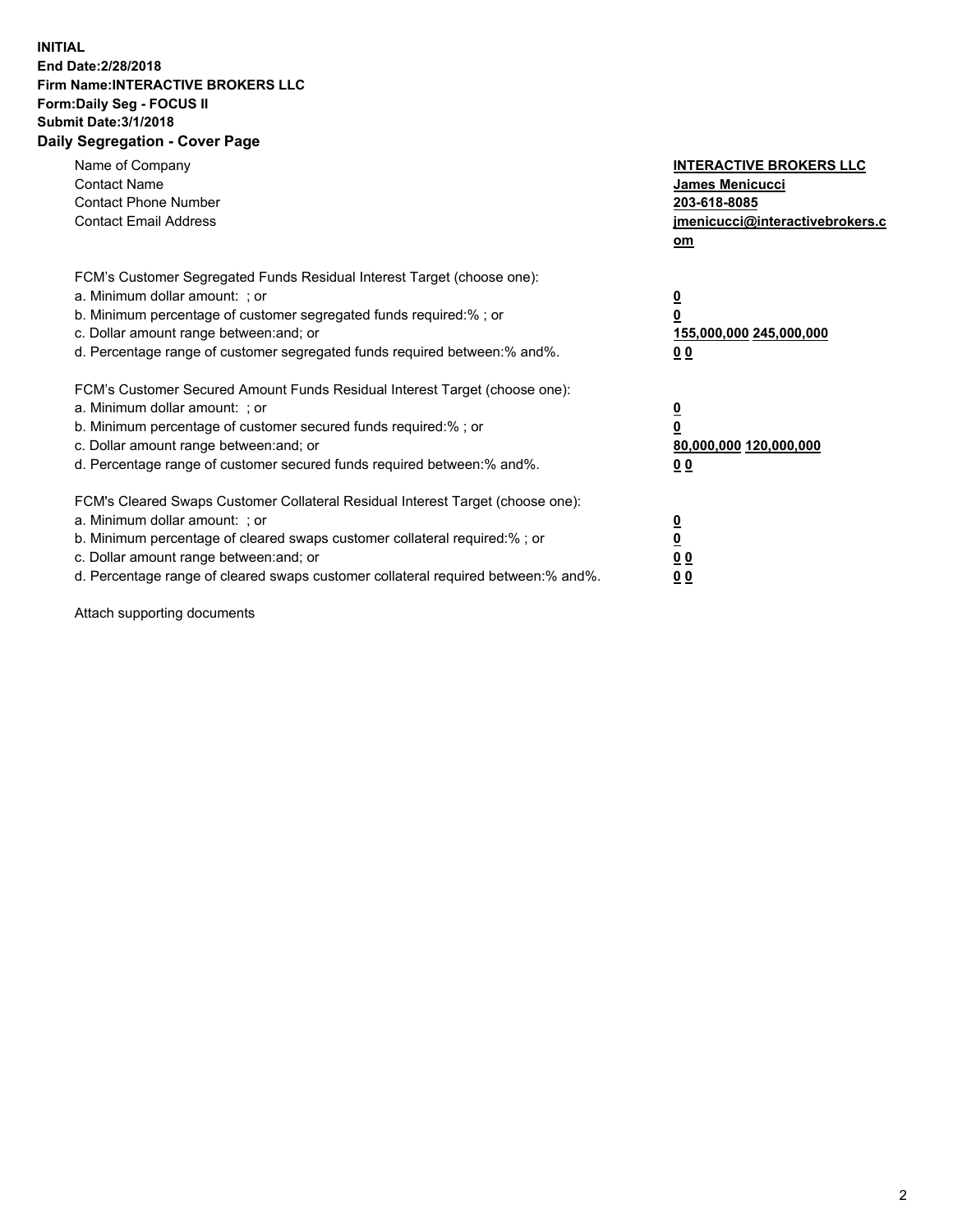**INITIAL**
**End Date:2/28/2018**
**Firm Name:INTERACTIVE BROKERS LLC**
**Form:Daily Seg - FOCUS II**
**Submit Date:3/1/2018**
**Daily Segregation - Cover Page**

| | |
|---|---|
| Name of Company | **INTERACTIVE BROKERS LLC** |
| Contact Name | **James Menicucci** |
| Contact Phone Number | **203-618-8085** |
| Contact Email Address | **jmenicucci@interactivebrokers.com** |

| | |
|---|---|
| FCM's Customer Segregated Funds Residual Interest Target (choose one): | |
| a. Minimum dollar amount: ; or | **0** |
| b. Minimum percentage of customer segregated funds required:% ; or | **0** |
| c. Dollar amount range between:and; or | **155,000,000 245,000,000** |
| d. Percentage range of customer segregated funds required between:% and%. | **0 0** |
| FCM's Customer Secured Amount Funds Residual Interest Target (choose one): | |
| a. Minimum dollar amount: ; or | **0** |
| b. Minimum percentage of customer secured funds required:% ; or | **0** |
| c. Dollar amount range between:and; or | **80,000,000 120,000,000** |
| d. Percentage range of customer secured funds required between:% and%. | **0 0** |
| FCM's Cleared Swaps Customer Collateral Residual Interest Target (choose one): | |
| a. Minimum dollar amount: ; or | **0** |
| b. Minimum percentage of cleared swaps customer collateral required:% ; or | **0** |
| c. Dollar amount range between:and; or | **0 0** |
| d. Percentage range of cleared swaps customer collateral required between:% and%. | **0 0** |

Attach supporting documents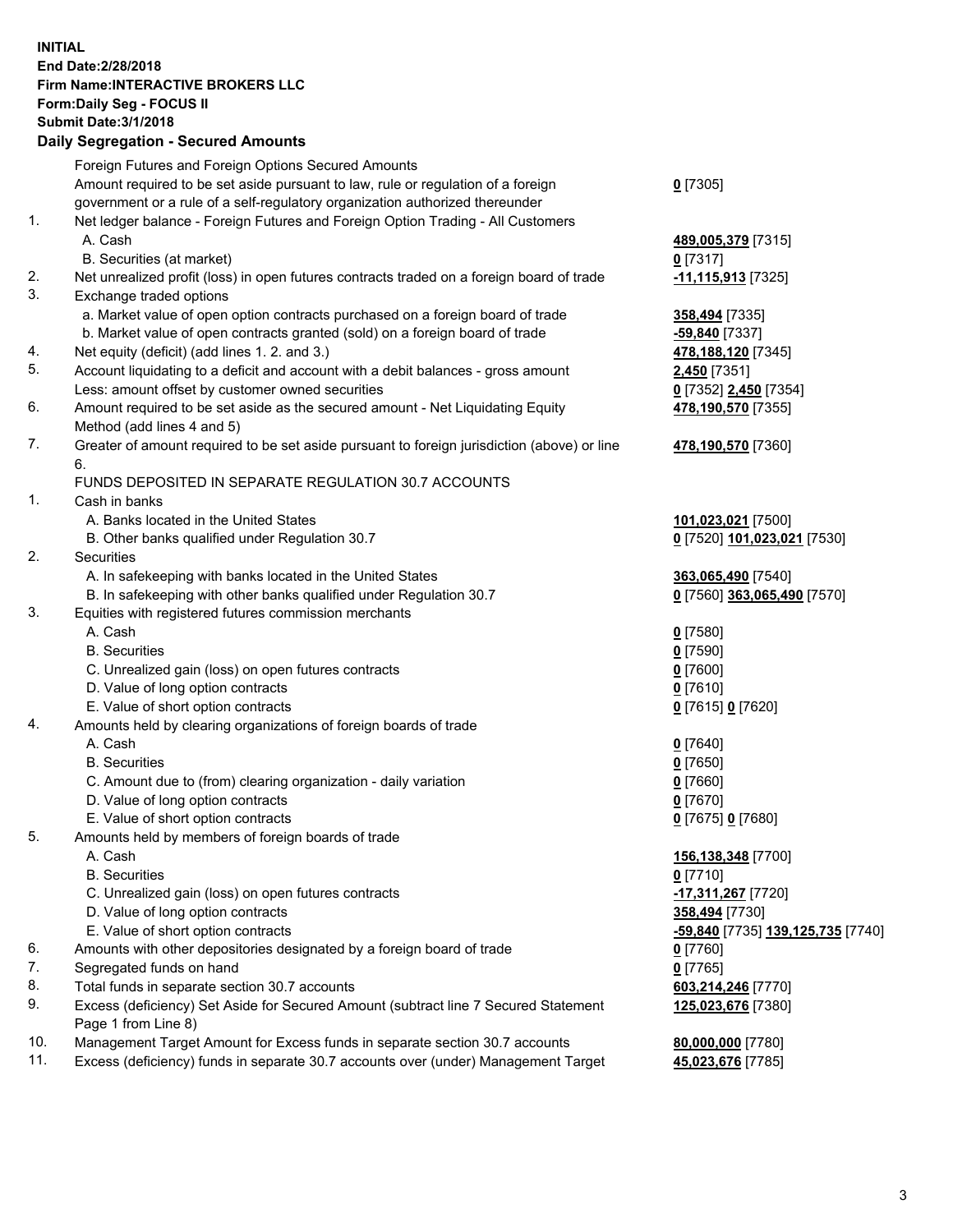**INITIAL**
**End Date:2/28/2018**
**Firm Name:INTERACTIVE BROKERS LLC**
**Form:Daily Seg - FOCUS II**
**Submit Date:3/1/2018**

## Daily Segregation - Secured Amounts

| | | |
|---|---|---|
| | Foreign Futures and Foreign Options Secured Amounts | |
| | Amount required to be set aside pursuant to law, rule or regulation of a foreign government or a rule of a self-regulatory organization authorized thereunder | **0** [7305] |
| 1. | Net ledger balance - Foreign Futures and Foreign Option Trading - All Customers | |
| | A. Cash | **489,005,379** [7315] |
| | B. Securities (at market) | **0** [7317] |
| 2. | Net unrealized profit (loss) in open futures contracts traded on a foreign board of trade | **-11,115,913** [7325] |
| 3. | Exchange traded options | |
| | a. Market value of open option contracts purchased on a foreign board of trade | **358,494** [7335] |
| | b. Market value of open contracts granted (sold) on a foreign board of trade | **-59,840** [7337] |
| 4. | Net equity (deficit) (add lines 1. 2. and 3.) | **478,188,120** [7345] |
| 5. | Account liquidating to a deficit and account with a debit balances - gross amount | **2,450** [7351] |
| | Less: amount offset by customer owned securities | **0** [7352] **2,450** [7354] |
| 6. | Amount required to be set aside as the secured amount - Net Liquidating Equity Method (add lines 4 and 5) | **478,190,570** [7355] |
| 7. | Greater of amount required to be set aside pursuant to foreign jurisdiction (above) or line 6. | **478,190,570** [7360] |
| | FUNDS DEPOSITED IN SEPARATE REGULATION 30.7 ACCOUNTS | |
| 1. | Cash in banks | |
| | A. Banks located in the United States | **101,023,021** [7500] |
| | B. Other banks qualified under Regulation 30.7 | **0** [7520] **101,023,021** [7530] |
| 2. | Securities | |
| | A. In safekeeping with banks located in the United States | **363,065,490** [7540] |
| | B. In safekeeping with other banks qualified under Regulation 30.7 | **0** [7560] **363,065,490** [7570] |
| 3. | Equities with registered futures commission merchants | |
| | A. Cash | **0** [7580] |
| | B. Securities | **0** [7590] |
| | C. Unrealized gain (loss) on open futures contracts | **0** [7600] |
| | D. Value of long option contracts | **0** [7610] |
| | E. Value of short option contracts | **0** [7615] **0** [7620] |
| 4. | Amounts held by clearing organizations of foreign boards of trade | |
| | A. Cash | **0** [7640] |
| | B. Securities | **0** [7650] |
| | C. Amount due to (from) clearing organization - daily variation | **0** [7660] |
| | D. Value of long option contracts | **0** [7670] |
| | E. Value of short option contracts | **0** [7675] **0** [7680] |
| 5. | Amounts held by members of foreign boards of trade | |
| | A. Cash | **156,138,348** [7700] |
| | B. Securities | **0** [7710] |
| | C. Unrealized gain (loss) on open futures contracts | **-17,311,267** [7720] |
| | D. Value of long option contracts | **358,494** [7730] |
| | E. Value of short option contracts | **-59,840** [7735] **139,125,735** [7740] |
| 6. | Amounts with other depositories designated by a foreign board of trade | **0** [7760] |
| 7. | Segregated funds on hand | **0** [7765] |
| 8. | Total funds in separate section 30.7 accounts | **603,214,246** [7770] |
| 9. | Excess (deficiency) Set Aside for Secured Amount (subtract line 7 Secured Statement Page 1 from Line 8) | **125,023,676** [7380] |
| 10. | Management Target Amount for Excess funds in separate section 30.7 accounts | **80,000,000** [7780] |
| 11. | Excess (deficiency) funds in separate 30.7 accounts over (under) Management Target | **45,023,676** [7785] |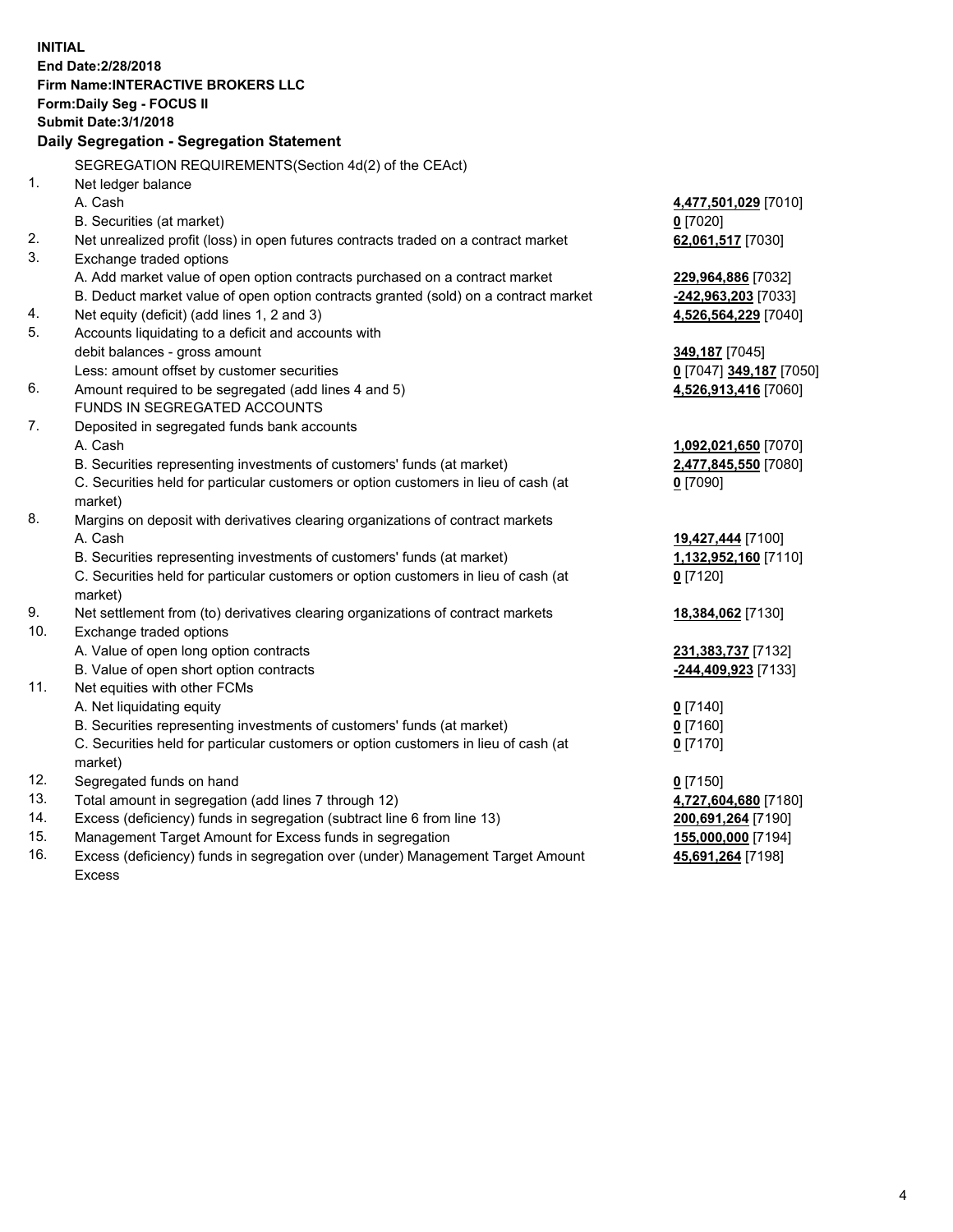**INITIAL**
**End Date:2/28/2018**
**Firm Name:INTERACTIVE BROKERS LLC**
**Form:Daily Seg - FOCUS II**
**Submit Date:3/1/2018**

**Daily Segregation - Segregation Statement**

| | | |
|---|---|---|
| | SEGREGATION REQUIREMENTS(Section 4d(2) of the CEAct) | |
| 1. | Net ledger balance | |
| | A. Cash | **4,477,501,029** [7010] |
| | B. Securities (at market) | **0** [7020] |
| 2. | Net unrealized profit (loss) in open futures contracts traded on a contract market | **62,061,517** [7030] |
| 3. | Exchange traded options | |
| | A. Add market value of open option contracts purchased on a contract market | **229,964,886** [7032] |
| | B. Deduct market value of open option contracts granted (sold) on a contract market | **-242,963,203** [7033] |
| 4. | Net equity (deficit) (add lines 1, 2 and 3) | **4,526,564,229** [7040] |
| 5. | Accounts liquidating to a deficit and accounts with | |
| | debit balances - gross amount | **349,187** [7045] |
| | Less: amount offset by customer securities | **0** [7047] **349,187** [7050] |
| 6. | Amount required to be segregated (add lines 4 and 5) | **4,526,913,416** [7060] |
| | FUNDS IN SEGREGATED ACCOUNTS | |
| 7. | Deposited in segregated funds bank accounts | |
| | A. Cash | **1,092,021,650** [7070] |
| | B. Securities representing investments of customers' funds (at market) | **2,477,845,550** [7080] |
| | C. Securities held for particular customers or option customers in lieu of cash (at market) | **0** [7090] |
| 8. | Margins on deposit with derivatives clearing organizations of contract markets | |
| | A. Cash | **19,427,444** [7100] |
| | B. Securities representing investments of customers' funds (at market) | **1,132,952,160** [7110] |
| | C. Securities held for particular customers or option customers in lieu of cash (at market) | **0** [7120] |
| 9. | Net settlement from (to) derivatives clearing organizations of contract markets | **18,384,062** [7130] |
| 10. | Exchange traded options | |
| | A. Value of open long option contracts | **231,383,737** [7132] |
| | B. Value of open short option contracts | **-244,409,923** [7133] |
| 11. | Net equities with other FCMs | |
| | A. Net liquidating equity | **0** [7140] |
| | B. Securities representing investments of customers' funds (at market) | **0** [7160] |
| | C. Securities held for particular customers or option customers in lieu of cash (at market) | **0** [7170] |
| 12. | Segregated funds on hand | **0** [7150] |
| 13. | Total amount in segregation (add lines 7 through 12) | **4,727,604,680** [7180] |
| 14. | Excess (deficiency) funds in segregation (subtract line 6 from line 13) | **200,691,264** [7190] |
| 15. | Management Target Amount for Excess funds in segregation | **155,000,000** [7194] |
| 16. | Excess (deficiency) funds in segregation over (under) Management Target Amount Excess | **45,691,264** [7198] |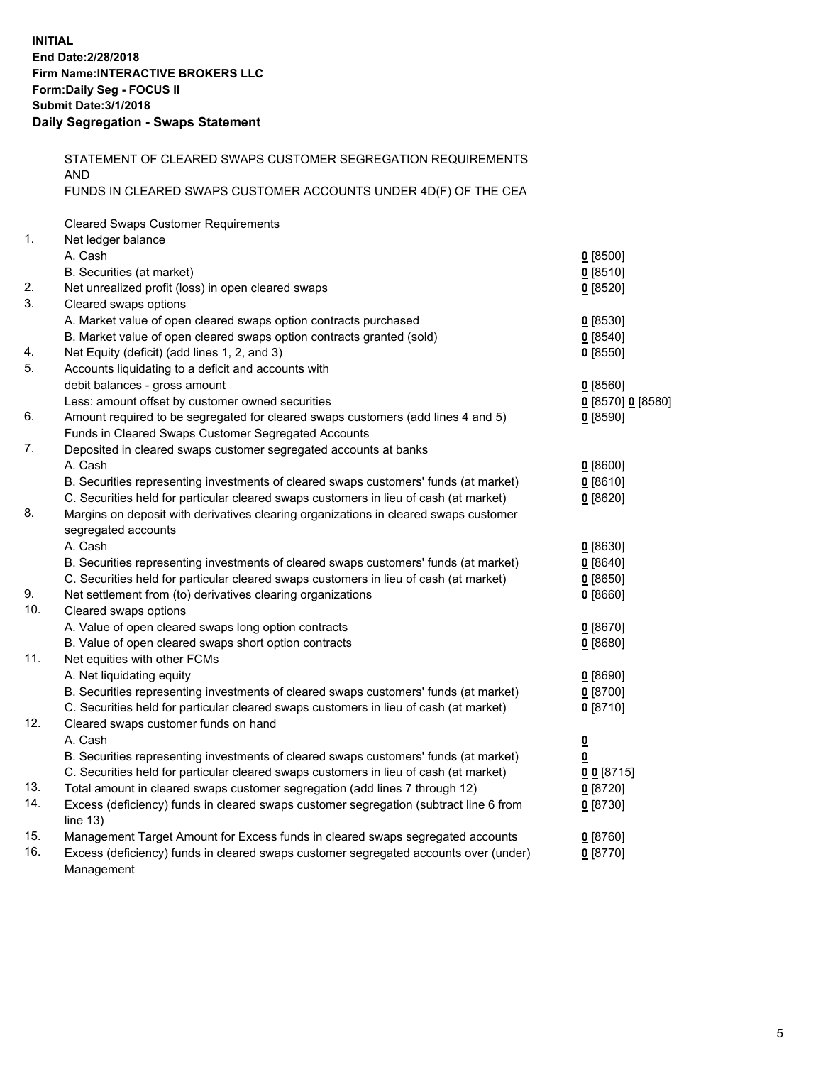**INITIAL**
**End Date:2/28/2018**
**Firm Name:INTERACTIVE BROKERS LLC**
**Form:Daily Seg - FOCUS II**
**Submit Date:3/1/2018**
**Daily Segregation - Swaps Statement**

STATEMENT OF CLEARED SWAPS CUSTOMER SEGREGATION REQUIREMENTS
AND
FUNDS IN CLEARED SWAPS CUSTOMER ACCOUNTS UNDER 4D(F) OF THE CEA

| | | |
|---|---|---|
| | Cleared Swaps Customer Requirements | |
| 1. | Net ledger balance | |
| | A. Cash | 0 [8500] |
| | B. Securities (at market) | 0 [8510] |
| 2. | Net unrealized profit (loss) in open cleared swaps | 0 [8520] |
| 3. | Cleared swaps options | |
| | A. Market value of open cleared swaps option contracts purchased | 0 [8530] |
| | B. Market value of open cleared swaps option contracts granted (sold) | 0 [8540] |
| 4. | Net Equity (deficit) (add lines 1, 2, and 3) | 0 [8550] |
| 5. | Accounts liquidating to a deficit and accounts with | |
| | debit balances - gross amount | 0 [8560] |
| | Less: amount offset by customer owned securities | 0 [8570] 0 [8580] |
| 6. | Amount required to be segregated for cleared swaps customers (add lines 4 and 5) | 0 [8590] |
| | Funds in Cleared Swaps Customer Segregated Accounts | |
| 7. | Deposited in cleared swaps customer segregated accounts at banks | |
| | A. Cash | 0 [8600] |
| | B. Securities representing investments of cleared swaps customers' funds (at market) | 0 [8610] |
| | C. Securities held for particular cleared swaps customers in lieu of cash (at market) | 0 [8620] |
| 8. | Margins on deposit with derivatives clearing organizations in cleared swaps customer segregated accounts | |
| | A. Cash | 0 [8630] |
| | B. Securities representing investments of cleared swaps customers' funds (at market) | 0 [8640] |
| | C. Securities held for particular cleared swaps customers in lieu of cash (at market) | 0 [8650] |
| 9. | Net settlement from (to) derivatives clearing organizations | 0 [8660] |
| 10. | Cleared swaps options | |
| | A. Value of open cleared swaps long option contracts | 0 [8670] |
| | B. Value of open cleared swaps short option contracts | 0 [8680] |
| 11. | Net equities with other FCMs | |
| | A. Net liquidating equity | 0 [8690] |
| | B. Securities representing investments of cleared swaps customers' funds (at market) | 0 [8700] |
| | C. Securities held for particular cleared swaps customers in lieu of cash (at market) | 0 [8710] |
| 12. | Cleared swaps customer funds on hand | |
| | A. Cash | 0 |
| | B. Securities representing investments of cleared swaps customers' funds (at market) | 0 |
| | C. Securities held for particular cleared swaps customers in lieu of cash (at market) | 0 0 [8715] |
| 13. | Total amount in cleared swaps customer segregation (add lines 7 through 12) | 0 [8720] |
| 14. | Excess (deficiency) funds in cleared swaps customer segregation (subtract line 6 from line 13) | 0 [8730] |
| 15. | Management Target Amount for Excess funds in cleared swaps segregated accounts | 0 [8760] |
| 16. | Excess (deficiency) funds in cleared swaps customer segregated accounts over (under) Management | 0 [8770] |